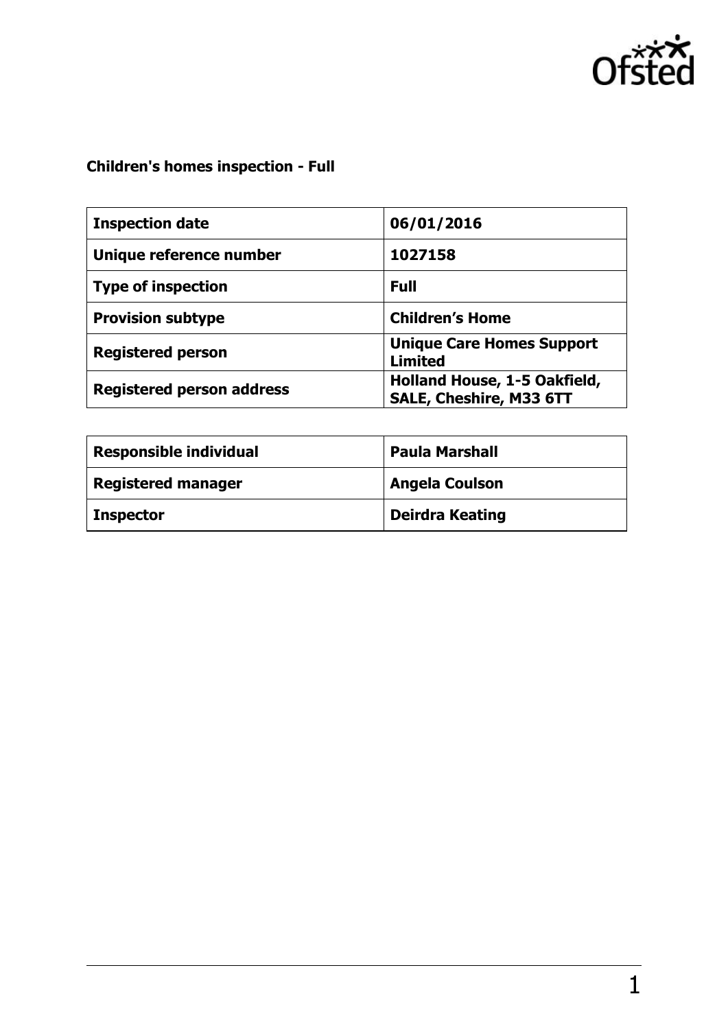## Children's homes inspection - Full

| Inspection date | 06/01/2016 |
| --- | --- |
| Unique reference number | 1027158 |
| Type of inspection | Full |
| Provision subtype | Children's Home |
| Registered person | Unique Care Homes Support Limited |
| Registered person address | Holland House, 1-5 Oakfield, SALE, Cheshire, M33 6TT |

| Responsible individual | Paula Marshall |
| --- | --- |
| Registered manager | Angela Coulson |
| Inspector | Deirdra Keating |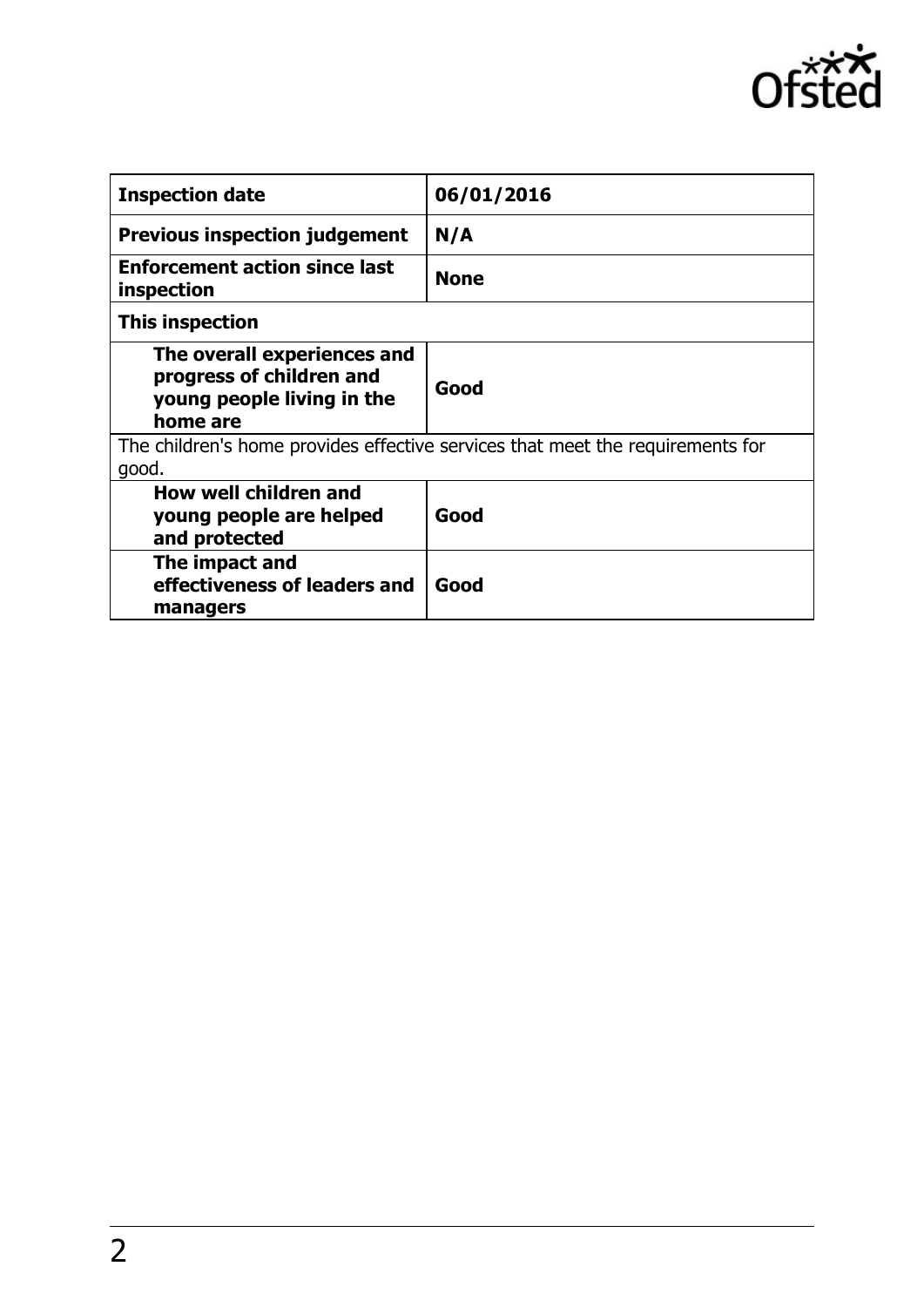| **Inspection date** | **06/01/2016** |
| --- | --- |
| **Previous inspection judgement** | **N/A** |
| **Enforcement action since last inspection** | **None** |
| **This inspection** | |
| **The overall experiences and progress of children and young people living in the home are** | **Good** |
| The children's home provides effective services that meet the requirements for good. | |
| **How well children and young people are helped and protected** | **Good** |
| **The impact and effectiveness of leaders and managers** | **Good** |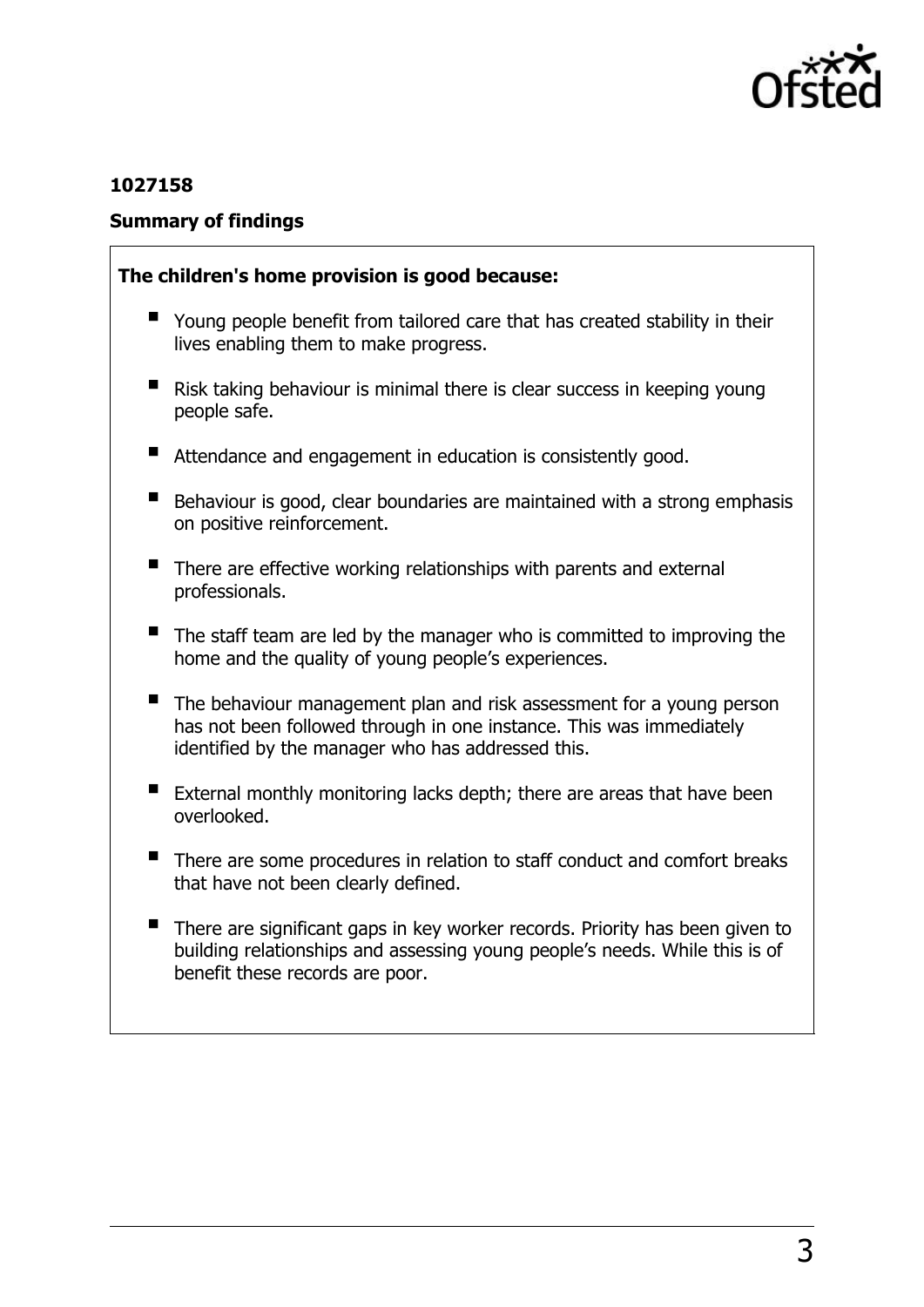**1027158**

## Summary of findings

**The children's home provision is good because:**

- Young people benefit from tailored care that has created stability in their lives enabling them to make progress.
- Risk taking behaviour is minimal there is clear success in keeping young people safe.
- Attendance and engagement in education is consistently good.
- Behaviour is good, clear boundaries are maintained with a strong emphasis on positive reinforcement.
- There are effective working relationships with parents and external professionals.
- The staff team are led by the manager who is committed to improving the home and the quality of young people's experiences.
- The behaviour management plan and risk assessment for a young person has not been followed through in one instance. This was immediately identified by the manager who has addressed this.
- External monthly monitoring lacks depth; there are areas that have been overlooked.
- There are some procedures in relation to staff conduct and comfort breaks that have not been clearly defined.
- There are significant gaps in key worker records. Priority has been given to building relationships and assessing young people's needs. While this is of benefit these records are poor.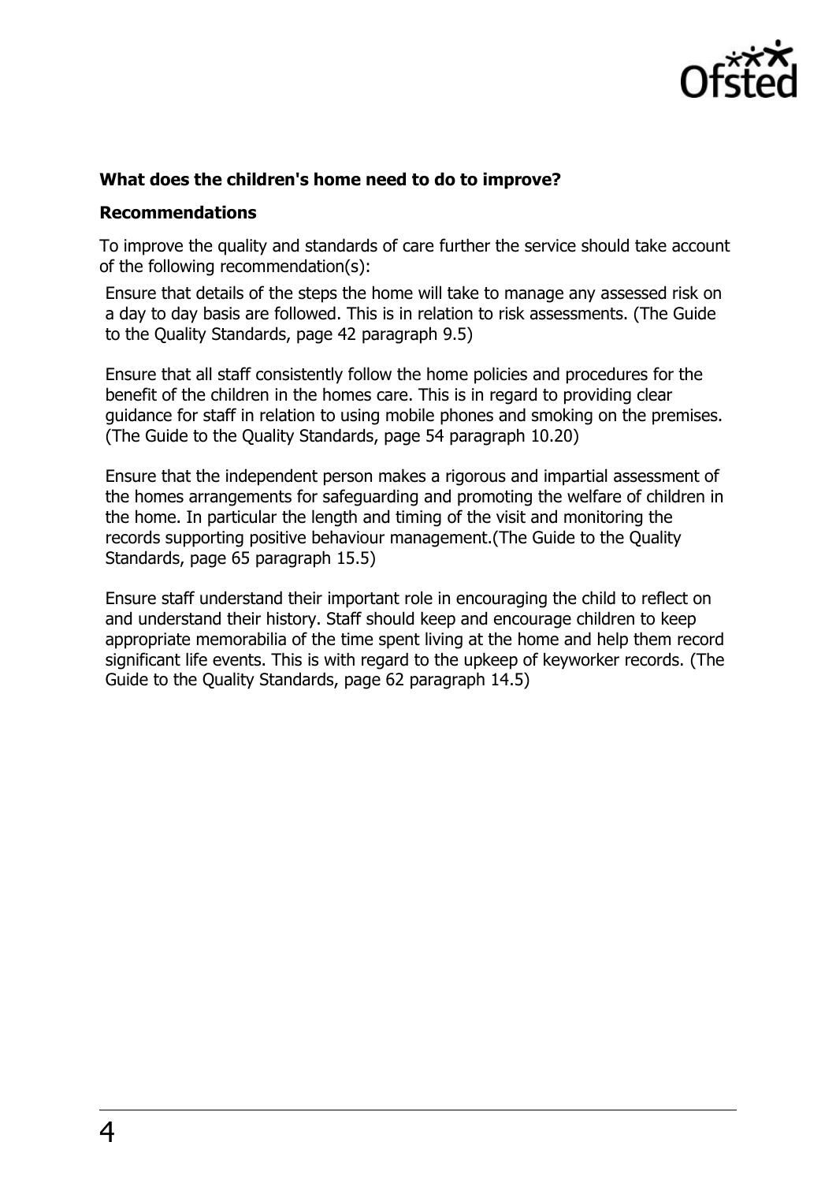**What does the children's home need to do to improve?**

**Recommendations**

To improve the quality and standards of care further the service should take account of the following recommendation(s):

Ensure that details of the steps the home will take to manage any assessed risk on a day to day basis are followed. This is in relation to risk assessments. (The Guide to the Quality Standards, page 42 paragraph 9.5)

Ensure that all staff consistently follow the home policies and procedures for the benefit of the children in the homes care. This is in regard to providing clear guidance for staff in relation to using mobile phones and smoking on the premises. (The Guide to the Quality Standards, page 54 paragraph 10.20)

Ensure that the independent person makes a rigorous and impartial assessment of the homes arrangements for safeguarding and promoting the welfare of children in the home. In particular the length and timing of the visit and monitoring the records supporting positive behaviour management.(The Guide to the Quality Standards, page 65 paragraph 15.5)

Ensure staff understand their important role in encouraging the child to reflect on and understand their history. Staff should keep and encourage children to keep appropriate memorabilia of the time spent living at the home and help them record significant life events. This is with regard to the upkeep of keyworker records. (The Guide to the Quality Standards, page 62 paragraph 14.5)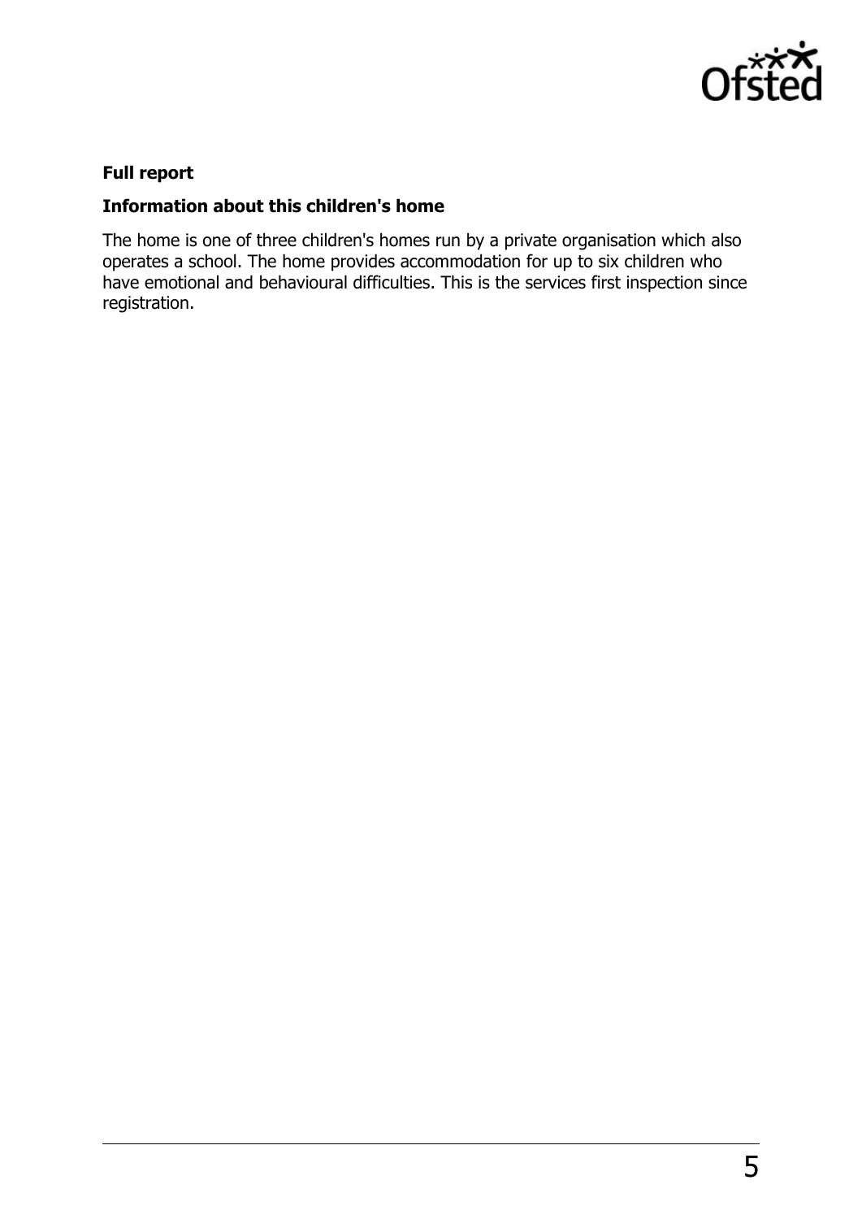**Full report**

**Information about this children's home**

The home is one of three children's homes run by a private organisation which also operates a school. The home provides accommodation for up to six children who have emotional and behavioural difficulties. This is the services first inspection since registration.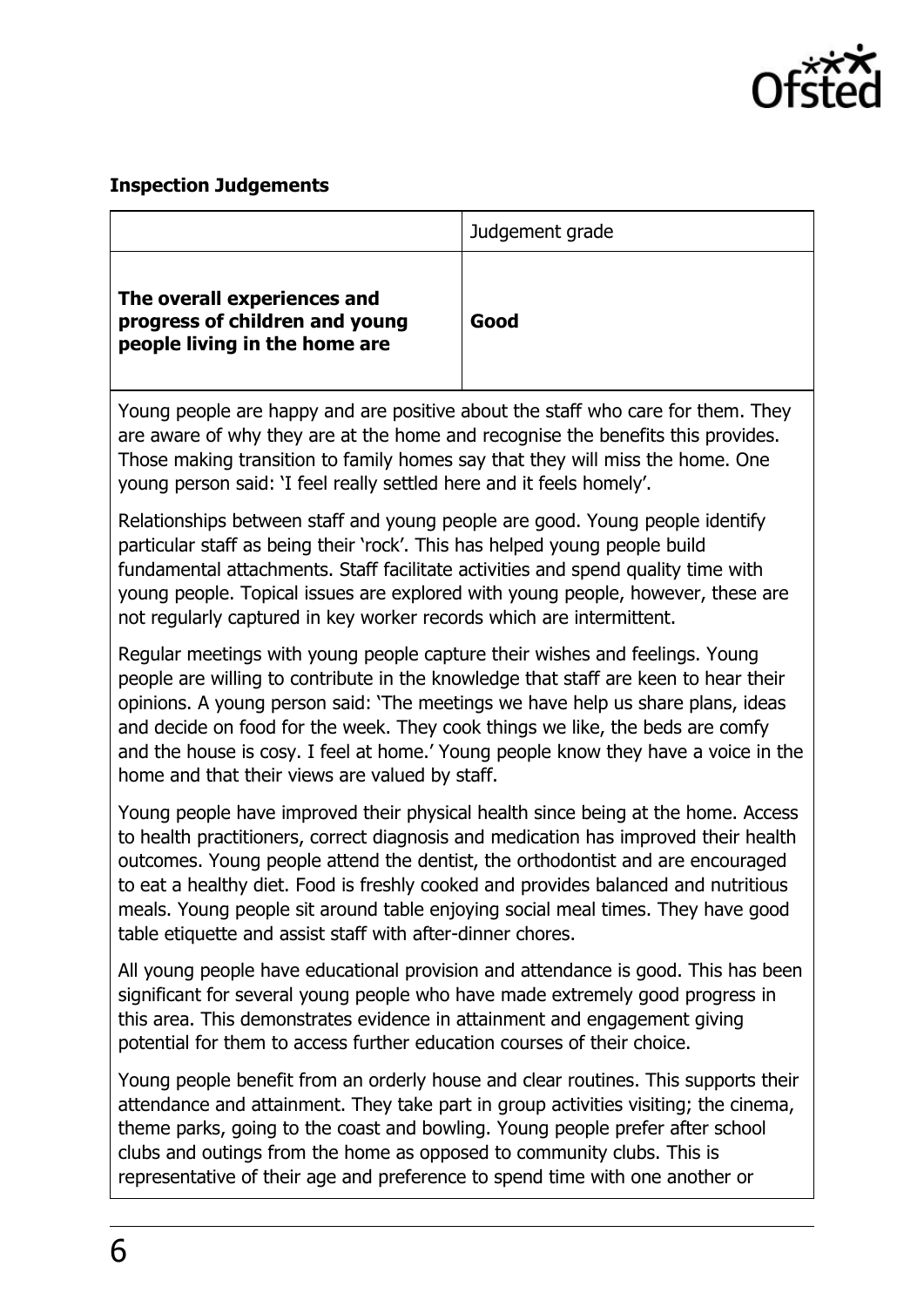**Inspection Judgements**

| | Judgement grade |
|---|---|
| **The overall experiences and progress of children and young people living in the home are** | **Good** |

Young people are happy and are positive about the staff who care for them. They are aware of why they are at the home and recognise the benefits this provides. Those making transition to family homes say that they will miss the home. One young person said: 'I feel really settled here and it feels homely'.

Relationships between staff and young people are good. Young people identify particular staff as being their 'rock'. This has helped young people build fundamental attachments. Staff facilitate activities and spend quality time with young people. Topical issues are explored with young people, however, these are not regularly captured in key worker records which are intermittent.

Regular meetings with young people capture their wishes and feelings. Young people are willing to contribute in the knowledge that staff are keen to hear their opinions. A young person said: 'The meetings we have help us share plans, ideas and decide on food for the week. They cook things we like, the beds are comfy and the house is cosy. I feel at home.' Young people know they have a voice in the home and that their views are valued by staff.

Young people have improved their physical health since being at the home. Access to health practitioners, correct diagnosis and medication has improved their health outcomes. Young people attend the dentist, the orthodontist and are encouraged to eat a healthy diet. Food is freshly cooked and provides balanced and nutritious meals. Young people sit around table enjoying social meal times. They have good table etiquette and assist staff with after-dinner chores.

All young people have educational provision and attendance is good. This has been significant for several young people who have made extremely good progress in this area. This demonstrates evidence in attainment and engagement giving potential for them to access further education courses of their choice.

Young people benefit from an orderly house and clear routines. This supports their attendance and attainment. They take part in group activities visiting; the cinema, theme parks, going to the coast and bowling. Young people prefer after school clubs and outings from the home as opposed to community clubs. This is representative of their age and preference to spend time with one another or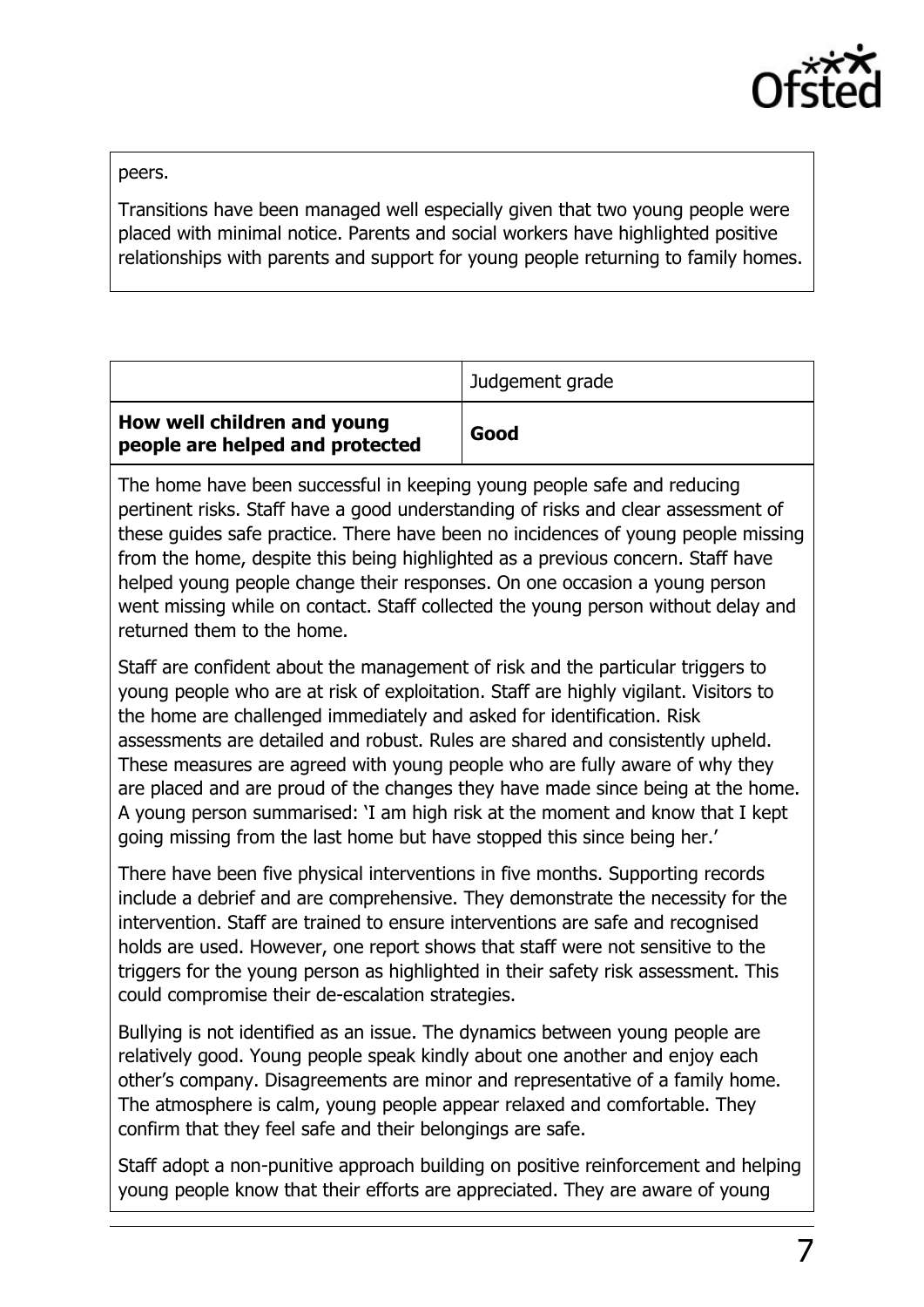peers.

Transitions have been managed well especially given that two young people were placed with minimal notice. Parents and social workers have highlighted positive relationships with parents and support for young people returning to family homes.

| | Judgement grade |
|---|---|
| **How well children and young people are helped and protected** | **Good** |

The home have been successful in keeping young people safe and reducing pertinent risks. Staff have a good understanding of risks and clear assessment of these guides safe practice. There have been no incidences of young people missing from the home, despite this being highlighted as a previous concern. Staff have helped young people change their responses. On one occasion a young person went missing while on contact. Staff collected the young person without delay and returned them to the home.

Staff are confident about the management of risk and the particular triggers to young people who are at risk of exploitation. Staff are highly vigilant. Visitors to the home are challenged immediately and asked for identification. Risk assessments are detailed and robust. Rules are shared and consistently upheld. These measures are agreed with young people who are fully aware of why they are placed and are proud of the changes they have made since being at the home. A young person summarised: 'I am high risk at the moment and know that I kept going missing from the last home but have stopped this since being her.'

There have been five physical interventions in five months. Supporting records include a debrief and are comprehensive. They demonstrate the necessity for the intervention. Staff are trained to ensure interventions are safe and recognised holds are used. However, one report shows that staff were not sensitive to the triggers for the young person as highlighted in their safety risk assessment. This could compromise their de-escalation strategies.

Bullying is not identified as an issue. The dynamics between young people are relatively good. Young people speak kindly about one another and enjoy each other's company. Disagreements are minor and representative of a family home. The atmosphere is calm, young people appear relaxed and comfortable. They confirm that they feel safe and their belongings are safe.

Staff adopt a non-punitive approach building on positive reinforcement and helping young people know that their efforts are appreciated. They are aware of young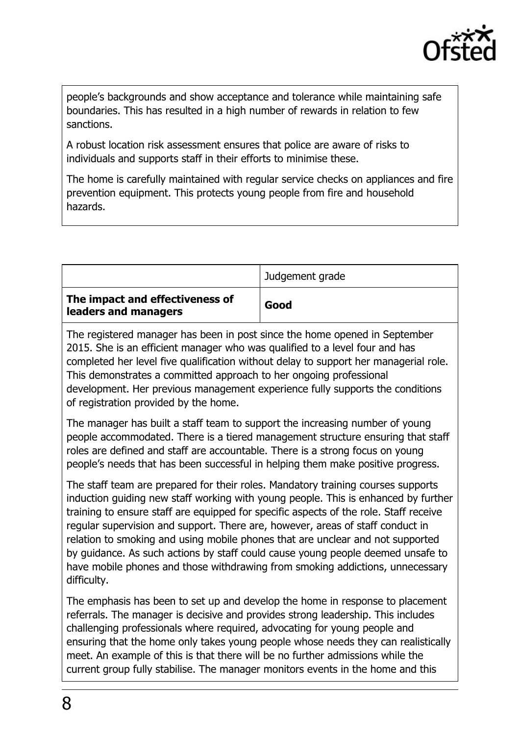people's backgrounds and show acceptance and tolerance while maintaining safe boundaries. This has resulted in a high number of rewards in relation to few sanctions.

A robust location risk assessment ensures that police are aware of risks to individuals and supports staff in their efforts to minimise these.

The home is carefully maintained with regular service checks on appliances and fire prevention equipment. This protects young people from fire and household hazards.

| | Judgement grade |
|---|---|
| **The impact and effectiveness of leaders and managers** | **Good** |

The registered manager has been in post since the home opened in September 2015. She is an efficient manager who was qualified to a level four and has completed her level five qualification without delay to support her managerial role. This demonstrates a committed approach to her ongoing professional development. Her previous management experience fully supports the conditions of registration provided by the home.

The manager has built a staff team to support the increasing number of young people accommodated. There is a tiered management structure ensuring that staff roles are defined and staff are accountable. There is a strong focus on young people's needs that has been successful in helping them make positive progress.

The staff team are prepared for their roles. Mandatory training courses supports induction guiding new staff working with young people. This is enhanced by further training to ensure staff are equipped for specific aspects of the role. Staff receive regular supervision and support. There are, however, areas of staff conduct in relation to smoking and using mobile phones that are unclear and not supported by guidance. As such actions by staff could cause young people deemed unsafe to have mobile phones and those withdrawing from smoking addictions, unnecessary difficulty.

The emphasis has been to set up and develop the home in response to placement referrals. The manager is decisive and provides strong leadership. This includes challenging professionals where required, advocating for young people and ensuring that the home only takes young people whose needs they can realistically meet. An example of this is that there will be no further admissions while the current group fully stabilise. The manager monitors events in the home and this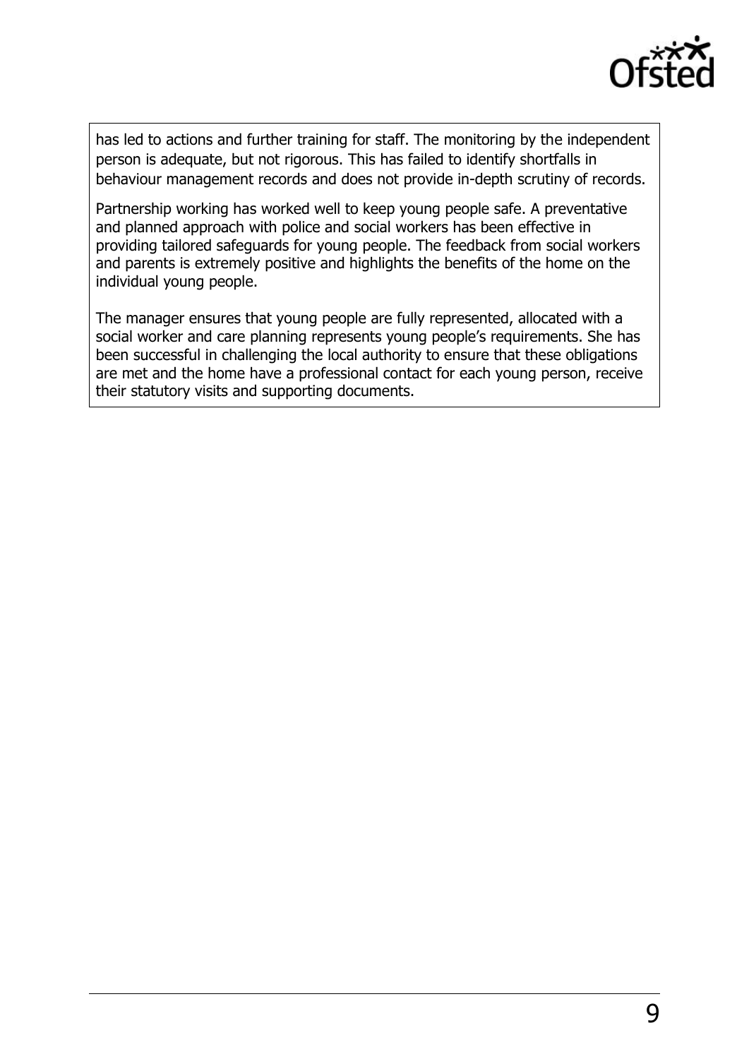has led to actions and further training for staff. The monitoring by the independent person is adequate, but not rigorous. This has failed to identify shortfalls in behaviour management records and does not provide in-depth scrutiny of records.

Partnership working has worked well to keep young people safe. A preventative and planned approach with police and social workers has been effective in providing tailored safeguards for young people. The feedback from social workers and parents is extremely positive and highlights the benefits of the home on the individual young people.

The manager ensures that young people are fully represented, allocated with a social worker and care planning represents young people's requirements. She has been successful in challenging the local authority to ensure that these obligations are met and the home have a professional contact for each young person, receive their statutory visits and supporting documents.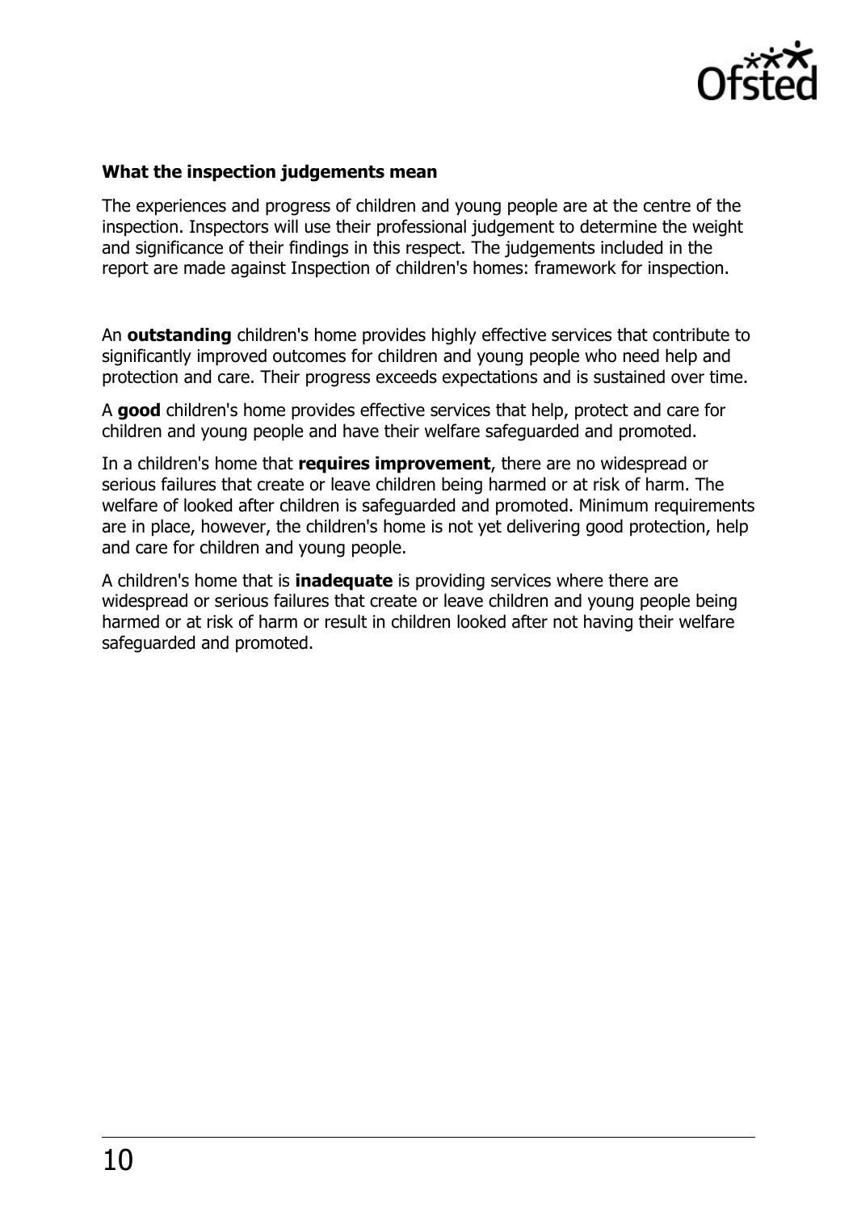**What the inspection judgements mean**

The experiences and progress of children and young people are at the centre of the inspection. Inspectors will use their professional judgement to determine the weight and significance of their findings in this respect. The judgements included in the report are made against Inspection of children's homes: framework for inspection.

An **outstanding** children's home provides highly effective services that contribute to significantly improved outcomes for children and young people who need help and protection and care. Their progress exceeds expectations and is sustained over time.

A **good** children's home provides effective services that help, protect and care for children and young people and have their welfare safeguarded and promoted.

In a children's home that **requires improvement**, there are no widespread or serious failures that create or leave children being harmed or at risk of harm. The welfare of looked after children is safeguarded and promoted. Minimum requirements are in place, however, the children's home is not yet delivering good protection, help and care for children and young people.

A children's home that is **inadequate** is providing services where there are widespread or serious failures that create or leave children and young people being harmed or at risk of harm or result in children looked after not having their welfare safeguarded and promoted.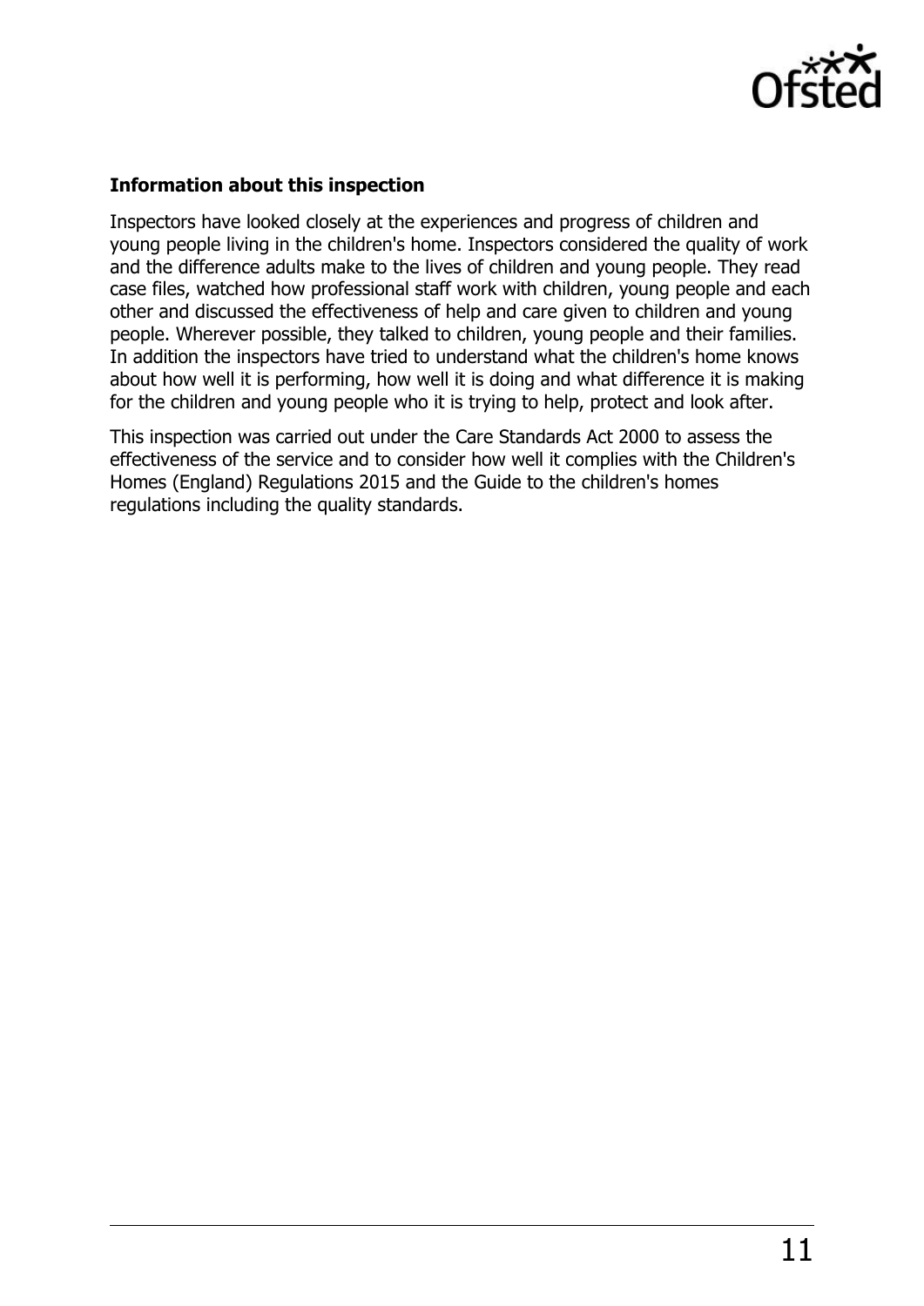**Information about this inspection**

Inspectors have looked closely at the experiences and progress of children and young people living in the children's home. Inspectors considered the quality of work and the difference adults make to the lives of children and young people. They read case files, watched how professional staff work with children, young people and each other and discussed the effectiveness of help and care given to children and young people. Wherever possible, they talked to children, young people and their families. In addition the inspectors have tried to understand what the children's home knows about how well it is performing, how well it is doing and what difference it is making for the children and young people who it is trying to help, protect and look after.

This inspection was carried out under the Care Standards Act 2000 to assess the effectiveness of the service and to consider how well it complies with the Children's Homes (England) Regulations 2015 and the Guide to the children's homes regulations including the quality standards.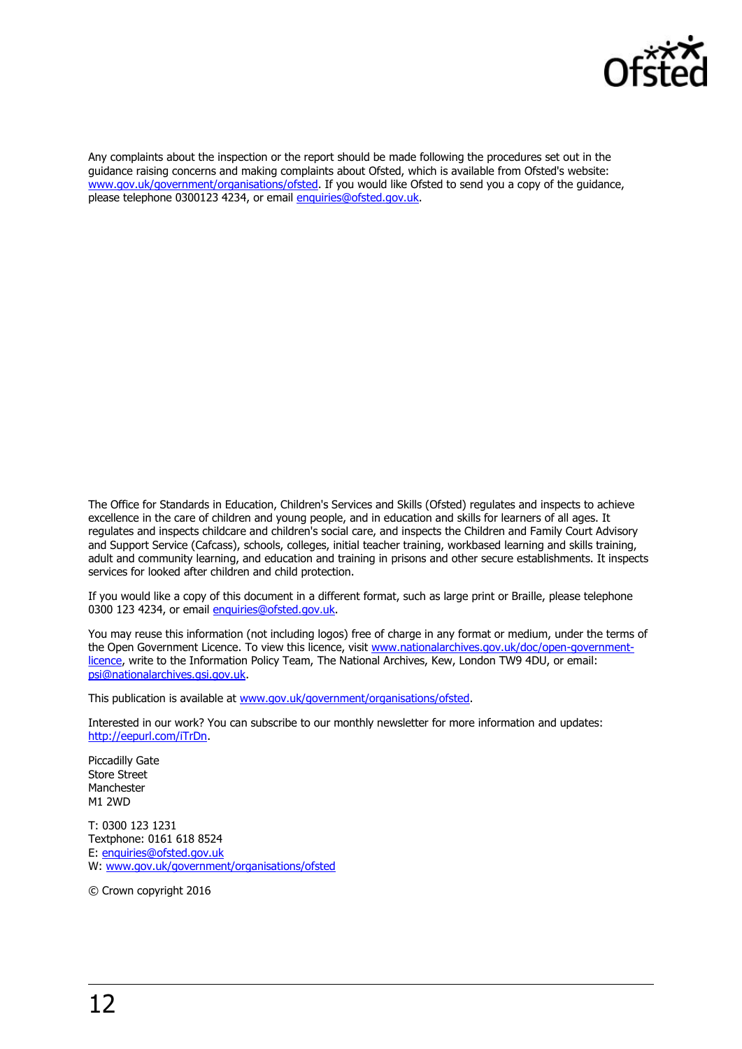Any complaints about the inspection or the report should be made following the procedures set out in the guidance raising concerns and making complaints about Ofsted, which is available from Ofsted's website: www.gov.uk/government/organisations/ofsted. If you would like Ofsted to send you a copy of the guidance, please telephone 0300123 4234, or email enquiries@ofsted.gov.uk.

The Office for Standards in Education, Children's Services and Skills (Ofsted) regulates and inspects to achieve excellence in the care of children and young people, and in education and skills for learners of all ages. It regulates and inspects childcare and children's social care, and inspects the Children and Family Court Advisory and Support Service (Cafcass), schools, colleges, initial teacher training, workbased learning and skills training, adult and community learning, and education and training in prisons and other secure establishments. It inspects services for looked after children and child protection.

If you would like a copy of this document in a different format, such as large print or Braille, please telephone 0300 123 4234, or email enquiries@ofsted.gov.uk.

You may reuse this information (not including logos) free of charge in any format or medium, under the terms of the Open Government Licence. To view this licence, visit www.nationalarchives.gov.uk/doc/open-government-licence, write to the Information Policy Team, The National Archives, Kew, London TW9 4DU, or email: psi@nationalarchives.gsi.gov.uk.

This publication is available at www.gov.uk/government/organisations/ofsted.

Interested in our work? You can subscribe to our monthly newsletter for more information and updates: http://eepurl.com/iTrDn.

Piccadilly Gate
Store Street
Manchester
M1 2WD

T: 0300 123 1231
Textphone: 0161 618 8524
E: enquiries@ofsted.gov.uk
W: www.gov.uk/government/organisations/ofsted

© Crown copyright 2016